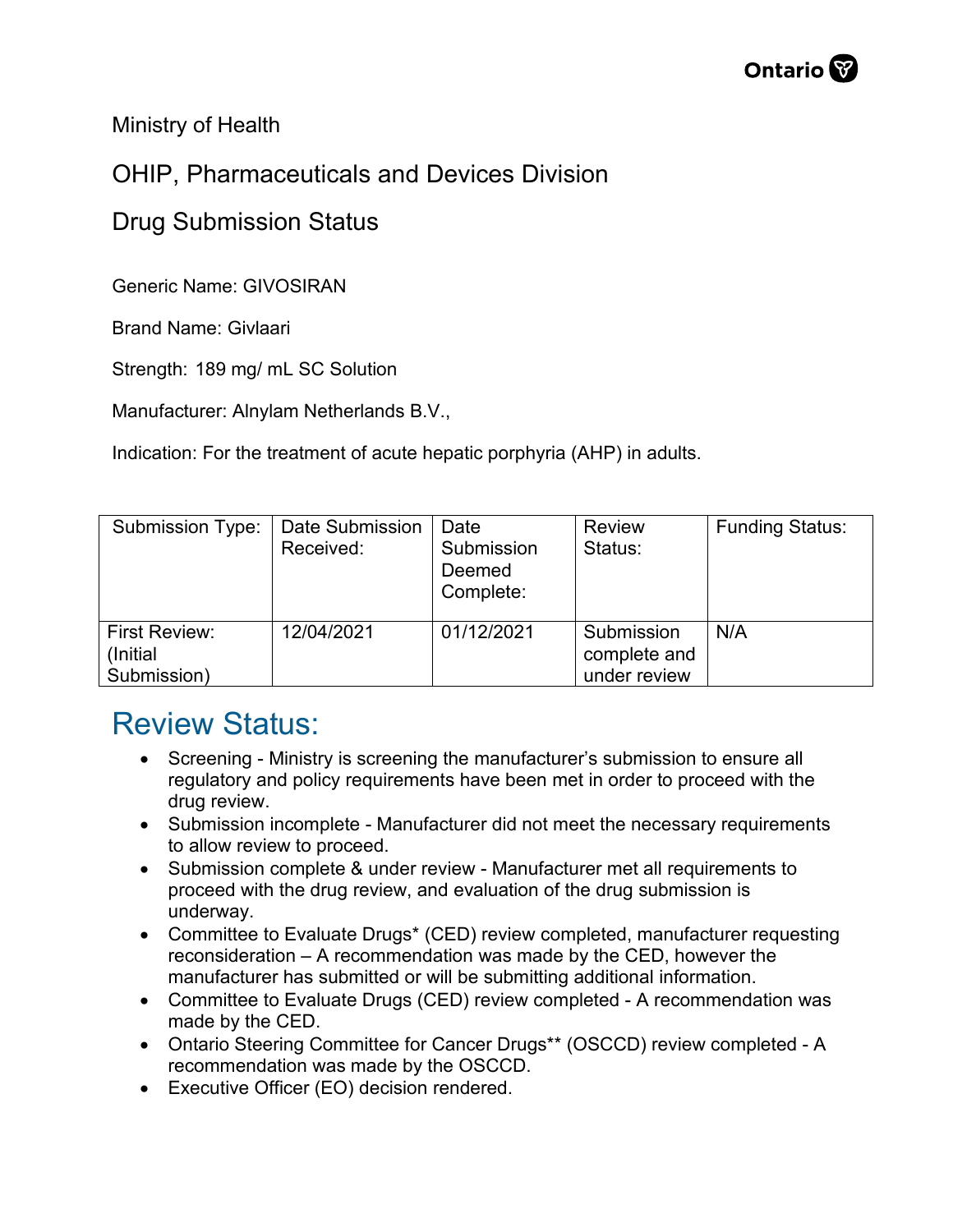Ministry of Health

## OHIP, Pharmaceuticals and Devices Division

## Drug Submission Status

Generic Name: GIVOSIRAN

Brand Name: Givlaari

Strength: 189 mg/ mL SC Solution

Manufacturer: Alnylam Netherlands B.V.,

Indication: For the treatment of acute hepatic porphyria (AHP) in adults.

| Submission Type: | Date Submission Received: | Date Submission Deemed Complete: | Review Status: | Funding Status: |
|---|---|---|---|---|
| First Review: (Initial Submission) | 12/04/2021 | 01/12/2021 | Submission complete and under review | N/A |

# Review Status:

- Screening - Ministry is screening the manufacturer's submission to ensure all regulatory and policy requirements have been met in order to proceed with the drug review.
- Submission incomplete - Manufacturer did not meet the necessary requirements to allow review to proceed.
- Submission complete & under review - Manufacturer met all requirements to proceed with the drug review, and evaluation of the drug submission is underway.
- Committee to Evaluate Drugs* (CED) review completed, manufacturer requesting reconsideration – A recommendation was made by the CED, however the manufacturer has submitted or will be submitting additional information.
- Committee to Evaluate Drugs (CED) review completed - A recommendation was made by the CED.
- Ontario Steering Committee for Cancer Drugs** (OSCCD) review completed - A recommendation was made by the OSCCD.
- Executive Officer (EO) decision rendered.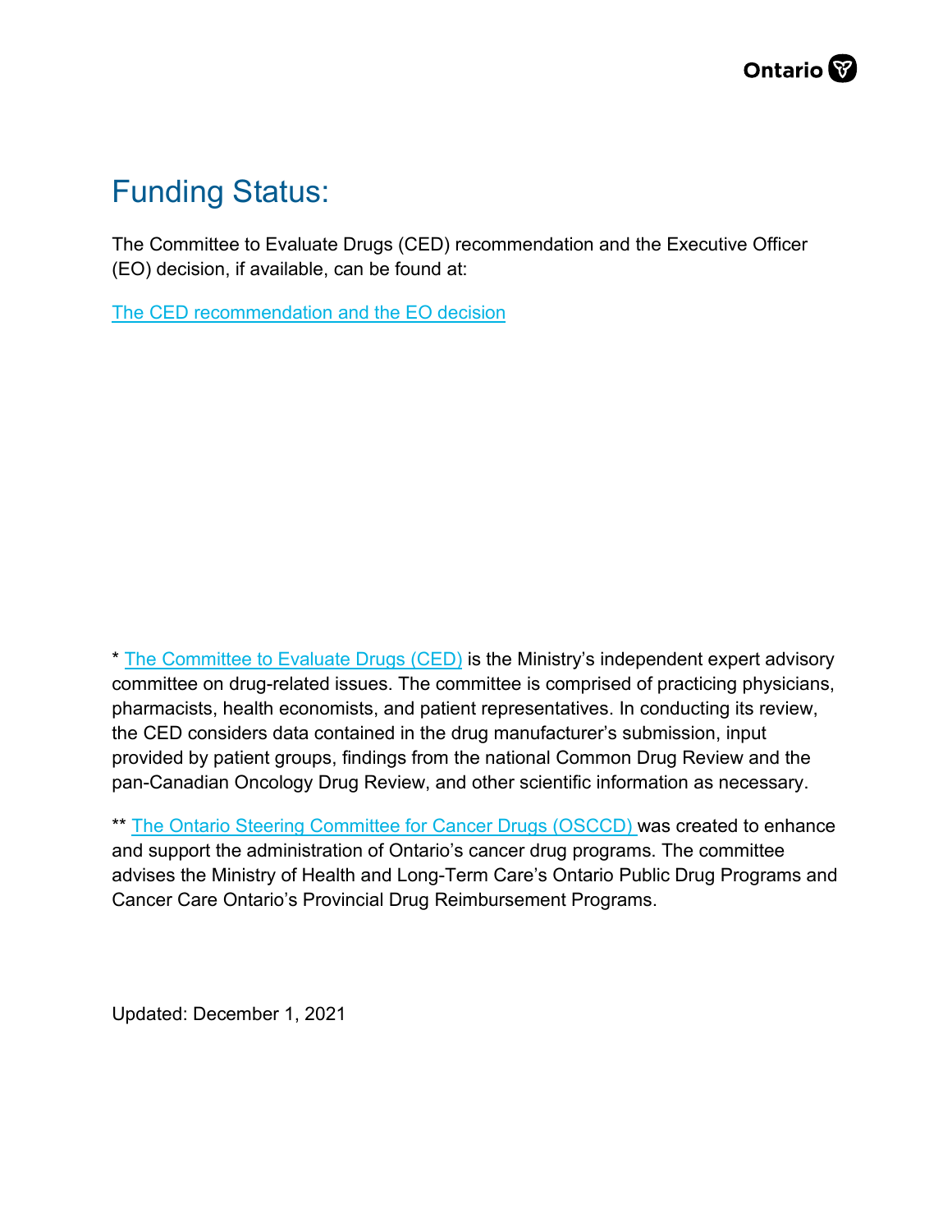## Funding Status:

The Committee to Evaluate Drugs (CED) recommendation and the Executive Officer (EO) decision, if available, can be found at:

The CED recommendation and the EO decision

* The Committee to Evaluate Drugs (CED) is the Ministry's independent expert advisory committee on drug-related issues. The committee is comprised of practicing physicians, pharmacists, health economists, and patient representatives. In conducting its review, the CED considers data contained in the drug manufacturer's submission, input provided by patient groups, findings from the national Common Drug Review and the pan-Canadian Oncology Drug Review, and other scientific information as necessary.

** The Ontario Steering Committee for Cancer Drugs (OSCCD) was created to enhance and support the administration of Ontario's cancer drug programs. The committee advises the Ministry of Health and Long-Term Care's Ontario Public Drug Programs and Cancer Care Ontario's Provincial Drug Reimbursement Programs.

Updated: December 1, 2021